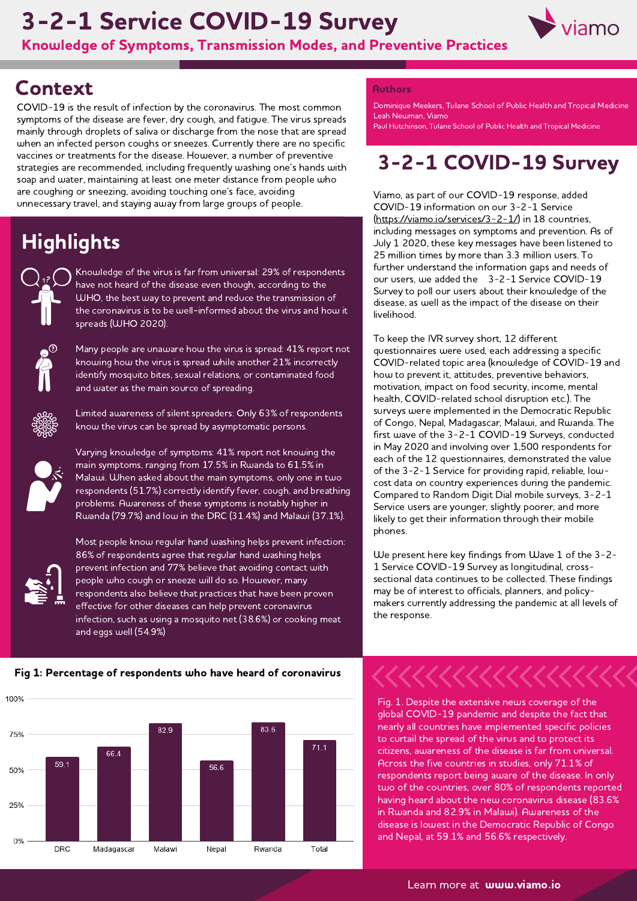# 3-2-1 Service COVID-19 Survey

## Knowledge of Symptoms, Transmission Modes, and Preventive Practices

## Context

COVID-19 is the result of infection by the coronavirus. The most common symptoms of the disease are fever, dry cough, and fatigue. The virus spreads mainly through droplets of saliva or discharge from the nose that are spread when an infected person coughs or sneezes. Currently there are no specific vaccines or treatments for the disease. However, a number of preventive strategies are recommended, including frequently washing one's hands with soap and water, maintaining at least one meter distance from people who are coughing or sneezing, avoiding touching one's face, avoiding unnecessary travel, and staying away from large groups of people.

## Highlights

Knowledge of the virus is far from universal: 29% of respondents have not heard of the disease even though, according to the WHO, the best way to prevent and reduce the transmission of the coronavirus is to be well-informed about the virus and how it spreads (WHO 2020).

Many people are unaware how the virus is spread: 41% report not knowing how the virus is spread while another 21% incorrectly identify mosquito bites, sexual relations, or contaminated food and water as the main source of spreading.

Limited awareness of silent spreaders: Only 63% of respondents know the virus can be spread by asymptomatic persons.

Varying knowledge of symptoms: 41% report not knowing the main symptoms, ranging from 17.5% in Rwanda to 61.5% in Malawi. When asked about the main symptoms, only one in two respondents (51.7%) correctly identify fever, cough, and breathing problems. Awareness of these symptoms is notably higher in Rwanda (79.7%) and low in the DRC (31.4%) and Malawi (37.1%).

Most people know regular hand washing helps prevent infection: 86% of respondents agree that regular hand washing helps prevent infection and 77% believe that avoiding contact with people who cough or sneeze will do so. However, many respondents also believe that practices that have been proven effective for other diseases can help prevent coronavirus infection, such as using a mosquito net (38.6%) or cooking meat and eggs well (54.9%)

### Authors

Dominique Meekers, Tulane School of Public Health and Tropical Medicine
Leah Newman, Viamo
Paul Hutchinson, Tulane School of Public Health and Tropical Medicine

## 3-2-1 COVID-19 Survey

Viamo, as part of our COVID-19 response, added COVID-19 information on our 3-2-1 Service (https://viamo.io/services/3-2-1/) in 18 countries, including messages on symptoms and prevention. As of July 1 2020, these key messages have been listened to 25 million times by more than 3.3 million users. To further understand the information gaps and needs of our users, we added the 3-2-1 Service COVID-19 Survey to poll our users about their knowledge of the disease, as well as the impact of the disease on their livelihood.

To keep the IVR survey short, 12 different questionnaires were used, each addressing a specific COVID-related topic area (knowledge of COVID-19 and how to prevent it, attitudes, preventive behaviors, motivation, impact on food security, income, mental health, COVID-related school disruption etc.). The surveys were implemented in the Democratic Republic of Congo, Nepal, Madagascar, Malawi, and Rwanda. The first wave of the 3-2-1 COVID-19 Surveys, conducted in May 2020 and involving over 1,500 respondents for each of the 12 questionnaires, demonstrated the value of the 3-2-1 Service for providing rapid, reliable, low-cost data on country experiences during the pandemic. Compared to Random Digit Dial mobile surveys, 3-2-1 Service users are younger, slightly poorer, and more likely to get their information through their mobile phones.

We present here key findings from Wave 1 of the 3-2-1 Service COVID-19 Survey as longitudinal, cross-sectional data continues to be collected. These findings may be of interest to officials, planners, and policy-makers currently addressing the pandemic at all levels of the response.

**Fig 1: Percentage of respondents who have heard of coronavirus**

| Country | % |
|---|---|
| DRC | 59.1 |
| Madagascar | 66.4 |
| Malawi | 82.9 |
| Nepal | 56.6 |
| Rwanda | 83.6 |
| Total | 71.1 |

Fig. 1. Despite the extensive news coverage of the global COVID-19 pandemic and despite the fact that nearly all countries have implemented specific policies to curtail the spread of the virus and to protect its citizens, awareness of the disease is far from universal. Across the five countries in studies, only 71.1% of respondents report being aware of the disease. In only two of the countries, over 80% of respondents reported having heard about the new coronavirus disease (83.6% in Rwanda and 82.9% in Malawi). Awareness of the disease is lowest in the Democratic Republic of Congo and Nepal, at 59.1% and 56.6% respectively.

Learn more at **www.viamo.io**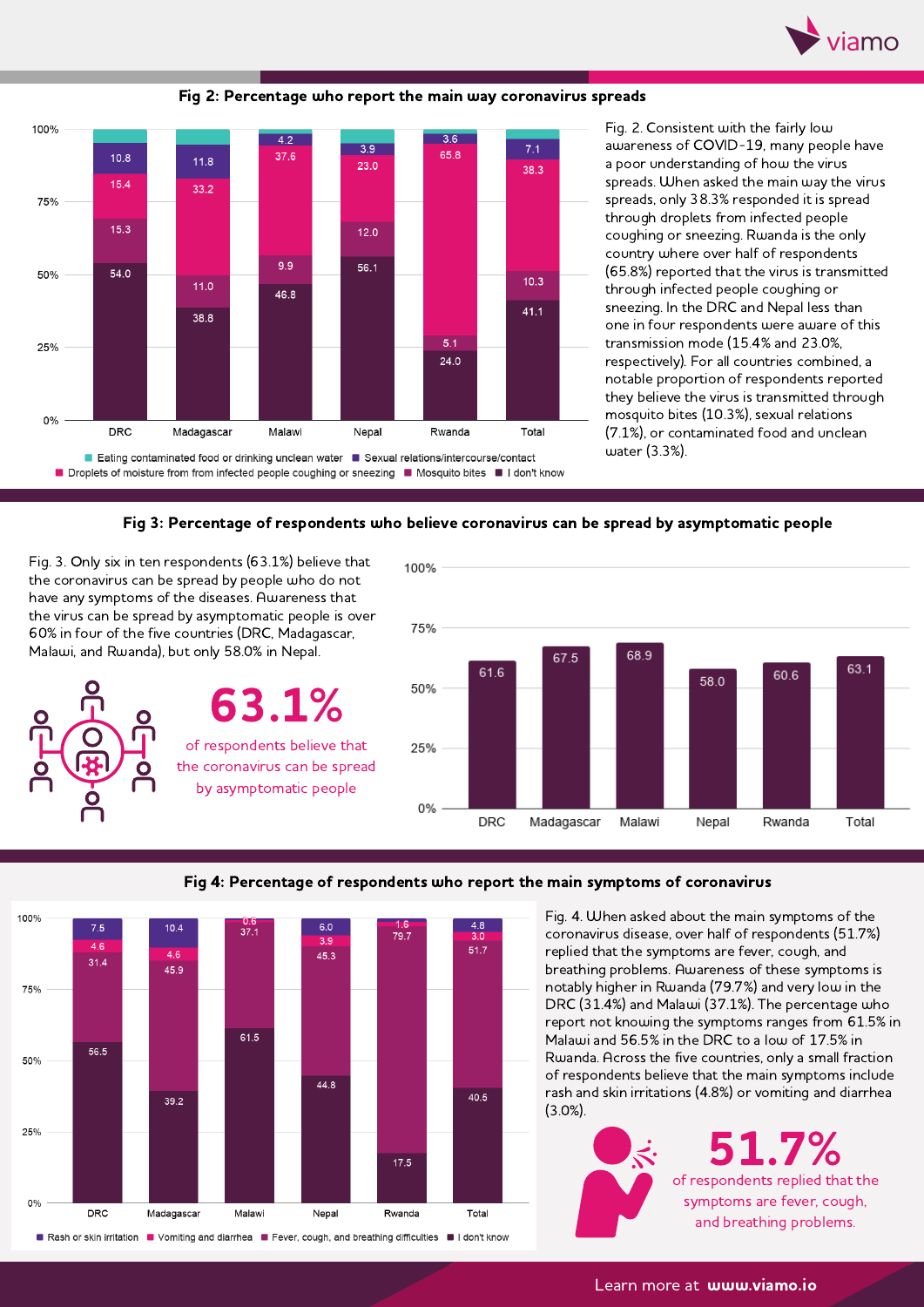## Fig 2: Percentage who report the main way coronavirus spreads

| | DRC | Madagascar | Malawi | Nepal | Rwanda | Total |
|---|---|---|---|---|---|---|
| Sexual relations/intercourse/contact | 10.8 | 11.8 | 4.2 | 3.9 | 3.6 | 7.1 |
| Droplets of moisture from from infected people coughing or sneezing | 15.4 | 33.2 | 37.6 | 23.0 | 65.8 | 38.3 |
| Mosquito bites | 15.3 | 11.0 | 9.9 | 12.0 | 5.1 | 10.3 |
| I don't know | 54.0 | 38.8 | 46.8 | 56.1 | 24.0 | 41.1 |

Legend: Eating contaminated food or drinking unclean water; Sexual relations/intercourse/contact; Droplets of moisture from from infected people coughing or sneezing; Mosquito bites; I don't know

Fig. 2. Consistent with the fairly low awareness of COVID-19, many people have a poor understanding of how the virus spreads. When asked the main way the virus spreads, only 38.3% responded it is spread through droplets from infected people coughing or sneezing. Rwanda is the only country where over half of respondents (65.8%) reported that the virus is transmitted through infected people coughing or sneezing. In the DRC and Nepal less than one in four respondents were aware of this transmission mode (15.4% and 23.0%, respectively). For all countries combined, a notable proportion of respondents reported they believe the virus is transmitted through mosquito bites (10.3%), sexual relations (7.1%), or contaminated food and unclean water (3.3%).

## Fig 3: Percentage of respondents who believe coronavirus can be spread by asymptomatic people

Fig. 3. Only six in ten respondents (63.1%) believe that the coronavirus can be spread by people who do not have any symptoms of the diseases. Awareness that the virus can be spread by asymptomatic people is over 60% in four of the five countries (DRC, Madagascar, Malawi, and Rwanda), but only 58.0% in Nepal.

**63.1%** of respondents believe that the coronavirus can be spread by asymptomatic people

| DRC | Madagascar | Malawi | Nepal | Rwanda | Total |
|---|---|---|---|---|---|
| 61.6 | 67.5 | 68.9 | 58.0 | 60.6 | 63.1 |

## Fig 4: Percentage of respondents who report the main symptoms of coronavirus

| | DRC | Madagascar | Malawi | Nepal | Rwanda | Total |
|---|---|---|---|---|---|---|
| Rash or skin irritation | 7.5 | 10.4 | 0.6 | 6.0 | | 4.8 |
| Vomiting and diarrhea | 4.6 | 4.6 | | 3.9 | 1.6 | 3.0 |
| Fever, cough, and breathing difficulties | 31.4 | 45.9 | 37.1 | 45.3 | 79.7 | 51.7 |
| I don't know | 56.5 | 39.2 | 61.5 | 44.8 | 17.5 | 40.5 |

Fig. 4. When asked about the main symptoms of the coronavirus disease, over half of respondents (51.7%) replied that the symptoms are fever, cough, and breathing problems. Awareness of these symptoms is notably higher in Rwanda (79.7%) and very low in the DRC (31.4%) and Malawi (37.1%). The percentage who report not knowing the symptoms ranges from 61.5% in Malawi and 56.5% in the DRC to a low of 17.5% in Rwanda. Across the five countries, only a small fraction of respondents believe that the main symptoms include rash and skin irritations (4.8%) or vomiting and diarrhea (3.0%).

**51.7%** of respondents replied that the symptoms are fever, cough, and breathing problems.

Learn more at **www.viamo.io**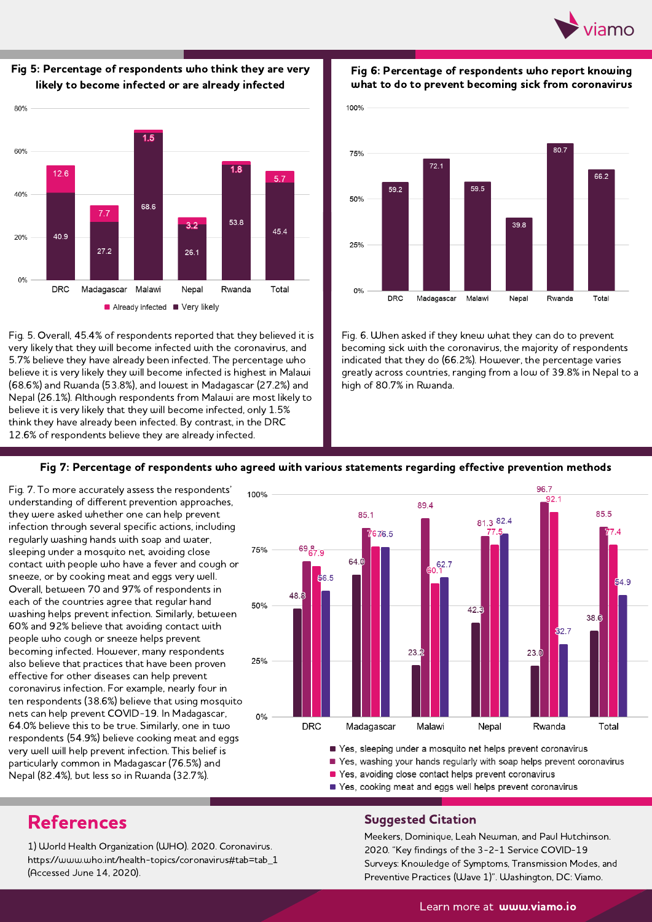### Fig 5: Percentage of respondents who think they are very likely to become infected or are already infected

80%
60%
40%
20%
0%

DRC: 12.6, 40.9
Madagascar: 7.7, 27.2
Malawi: 1.5, 68.6
Nepal: 3.2, 26.1
Rwanda: 1.8, 53.8
Total: 5.7, 45.4

Already infected ■ Very likely

Fig. 5. Overall, 45.4% of respondents reported that they believed it is very likely that they will become infected with the coronavirus, and 5.7% believe they have already been infected. The percentage who believe it is very likely they will become infected is highest in Malawi (68.6%) and Rwanda (53.8%), and lowest in Madagascar (27.2%) and Nepal (26.1%). Although respondents from Malawi are most likely to believe it is very likely that they will become infected, only 1.5% think they have already been infected. By contrast, in the DRC 12.6% of respondents believe they are already infected.

### Fig 6: Percentage of respondents who report knowing what to do to prevent becoming sick from coronavirus

100%
75%
50%
25%
0%

DRC: 59.2
Madagascar: 72.1
Malawi: 59.5
Nepal: 39.8
Rwanda: 80.7
Total: 66.2

Fig. 6. When asked if they knew what they can do to prevent becoming sick with the coronavirus, the majority of respondents indicated that they do (66.2%). However, the percentage varies greatly across countries, ranging from a low of 39.8% in Nepal to a high of 80.7% in Rwanda.

### Fig 7: Percentage of respondents who agreed with various statements regarding effective prevention methods

Fig. 7. To more accurately assess the respondents' understanding of different prevention approaches, they were asked whether one can help prevent infection through several specific actions, including regularly washing hands with soap and water, sleeping under a mosquito net, avoiding close contact with people who have a fever and cough or sneeze, or by cooking meat and eggs very well. Overall, between 70 and 97% of respondents in each of the countries agree that regular hand washing helps prevent infection. Similarly, between 60% and 92% believe that avoiding contact with people who cough or sneeze helps prevent becoming infected. However, many respondents also believe that practices that have been proven effective for other diseases can help prevent coronavirus infection. For example, nearly four in ten respondents (38.6%) believe that using mosquito nets can help prevent COVID-19. In Madagascar, 64.0% believe this to be true. Similarly, one in two respondents (54.9%) believe cooking meat and eggs very well will help prevent infection. This belief is particularly common in Madagascar (76.5%) and Nepal (82.4%), but less so in Rwanda (32.7%).

100%
75%
50%
25%
0%

DRC: 48.8, 69.8, 67.9, 56.5
Madagascar: 64.0, 85.1, 76.7, 76.5
Malawi: 23.2, 89.4, 60.1, 62.7
Nepal: 42.3, 81.3, 77.5, 82.4
Rwanda: 23.0, 96.7, 92.1, 32.7
Total: 38.6, 85.5, 77.4, 54.9

■ Yes, sleeping under a mosquito net helps prevent coronavirus
■ Yes, washing your hands regularly with soap helps prevent coronavirus
■ Yes, avoiding close contact helps prevent coronavirus
■ Yes, cooking meat and eggs well helps prevent coronavirus

# References

1) World Health Organization (WHO). 2020. Coronavirus. https://www.who.int/health-topics/coronavirus#tab=tab_1 (Accessed June 14, 2020).

## Suggested Citation

Meekers, Dominique, Leah Newman, and Paul Hutchinson. 2020. "Key findings of the 3-2-1 Service COVID-19 Surveys: Knowledge of Symptoms, Transmission Modes, and Preventive Practices (Wave 1)". Washington, DC: Viamo.

Learn more at **www.viamo.io**